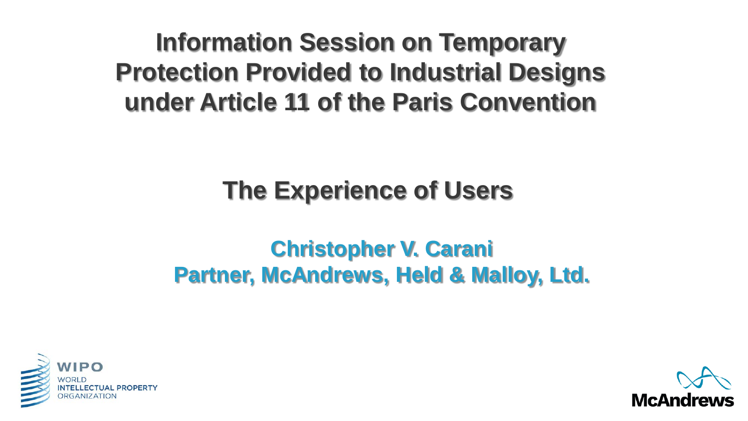# Information Session on Temporary Protection Provided to Industrial Designs under Article 11 of the Paris Convention

## The Experience of Users

**Christopher V. Carani**
**Partner, McAndrews, Held & Malloy, Ltd.**

WIPO
WORLD
INTELLECTUAL PROPERTY
ORGANIZATION

McAndrews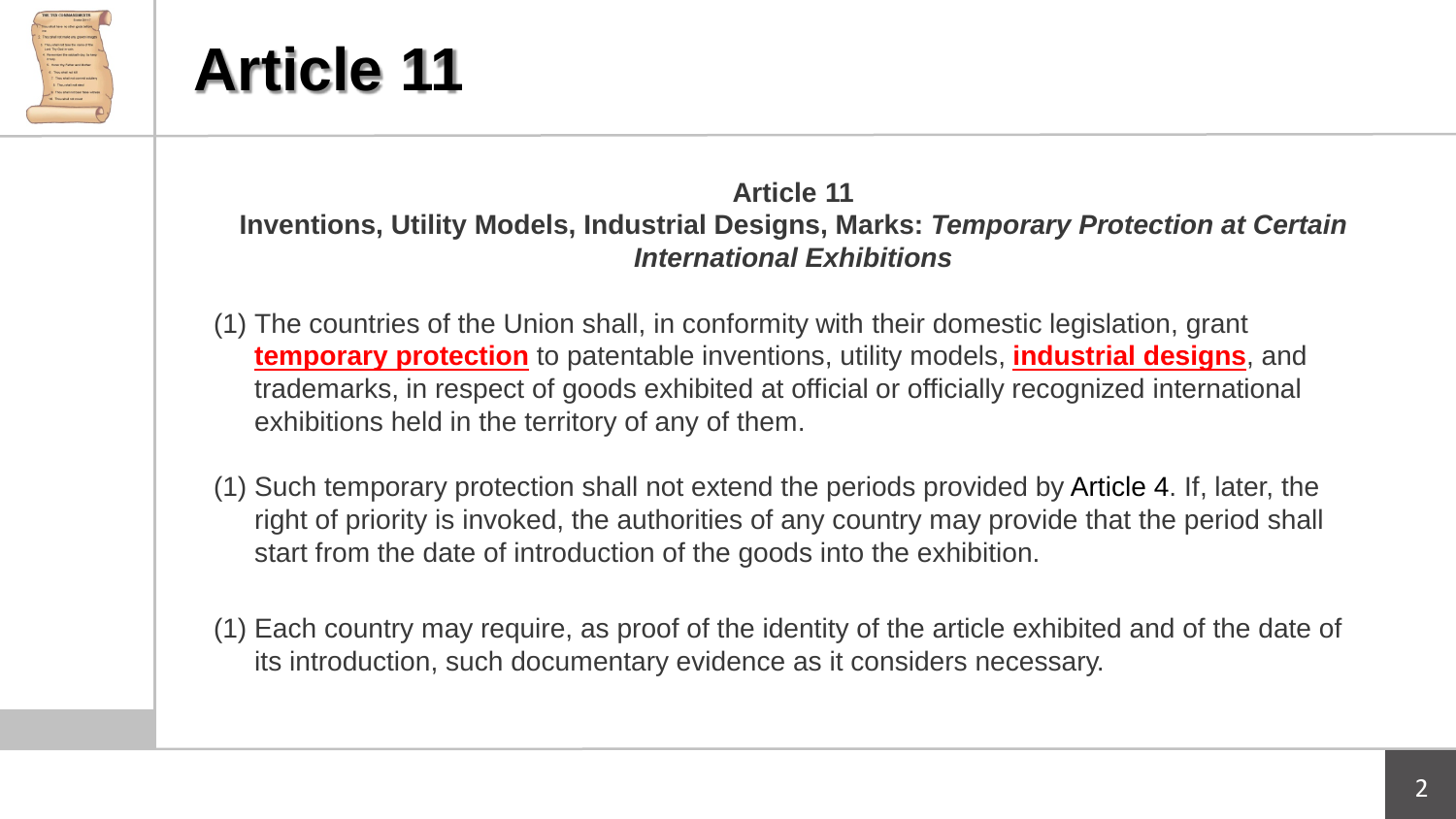# Article 11

**Article 11**

**Inventions, Utility Models, Industrial Designs, Marks:** ***Temporary Protection at Certain International Exhibitions***

(1) The countries of the Union shall, in conformity with their domestic legislation, grant **temporary protection** to patentable inventions, utility models, **industrial designs**, and trademarks, in respect of goods exhibited at official or officially recognized international exhibitions held in the territory of any of them.

(1) Such temporary protection shall not extend the periods provided by Article 4. If, later, the right of priority is invoked, the authorities of any country may provide that the period shall start from the date of introduction of the goods into the exhibition.

(1) Each country may require, as proof of the identity of the article exhibited and of the date of its introduction, such documentary evidence as it considers necessary.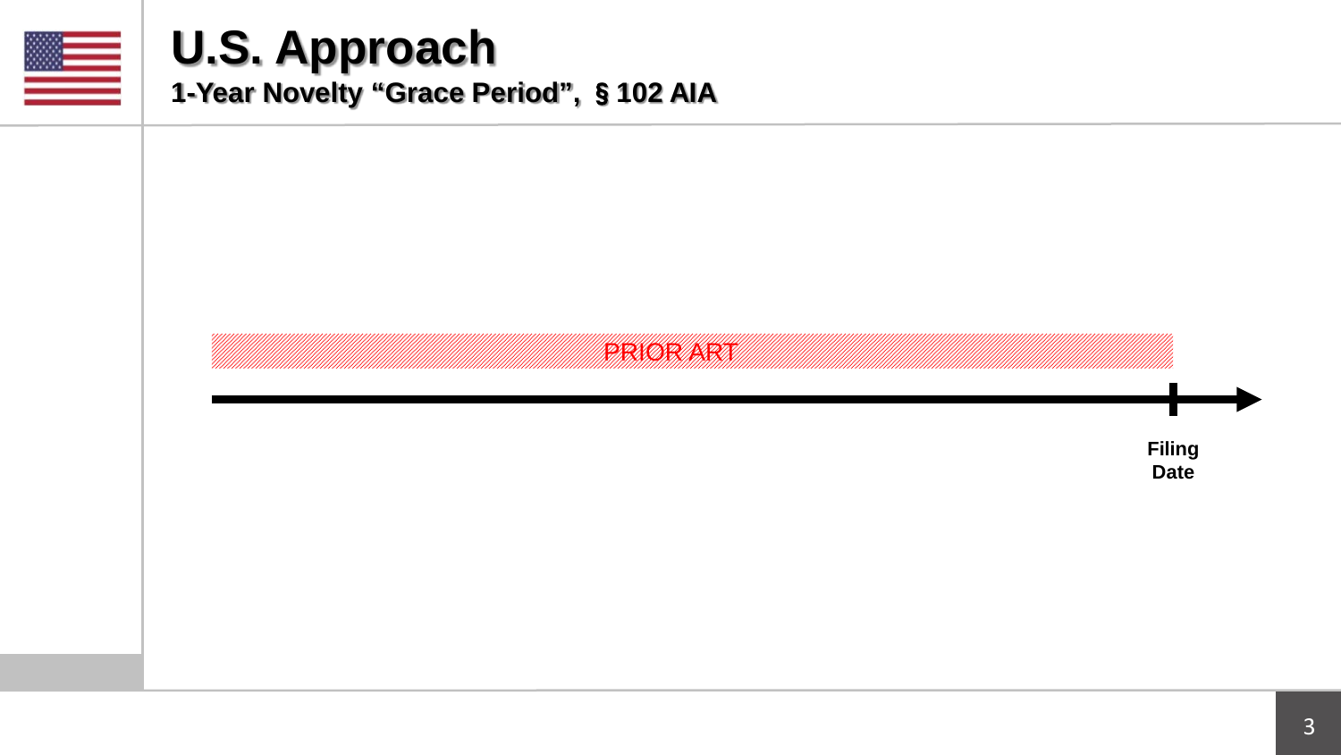# U.S. Approach

## 1-Year Novelty "Grace Period", § 102 AIA

PRIOR ART

Filing Date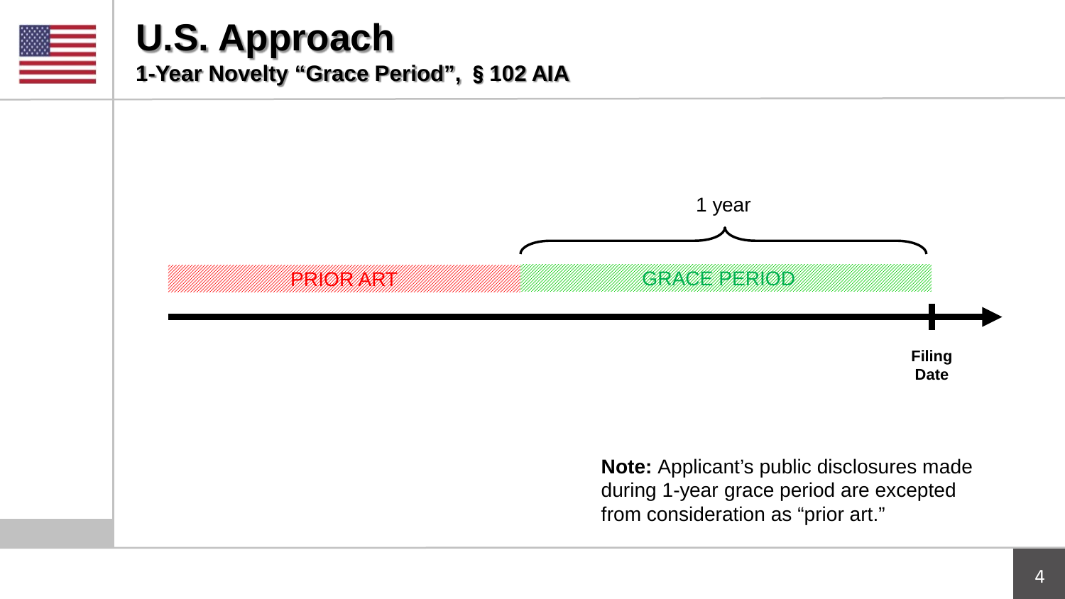# U.S. Approach

## 1-Year Novelty "Grace Period", § 102 AIA

1 year

PRIOR ART

GRACE PERIOD

Filing Date

**Note:** Applicant's public disclosures made during 1-year grace period are excepted from consideration as "prior art."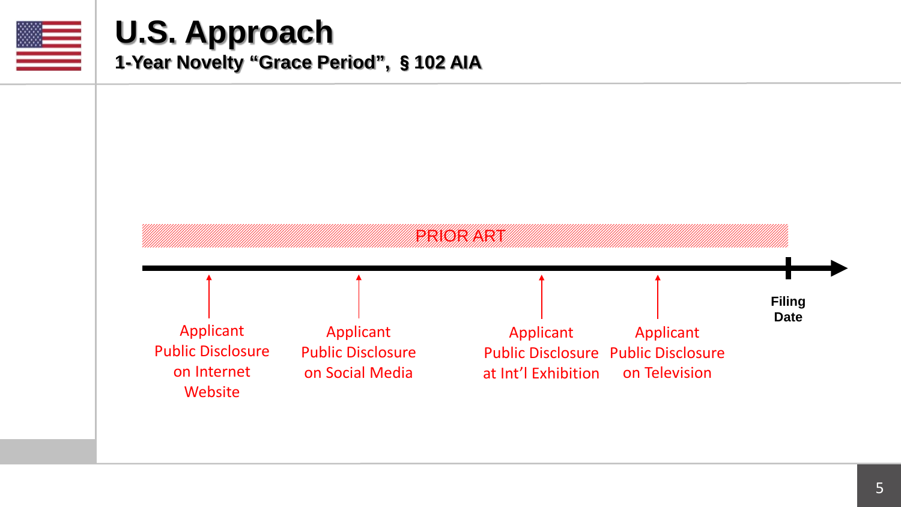# U.S. Approach

## 1-Year Novelty "Grace Period", § 102 AIA

PRIOR ART

Applicant Public Disclosure on Internet Website

Applicant Public Disclosure on Social Media

Applicant Public Disclosure at Int'l Exhibition

Applicant Public Disclosure on Television

Filing Date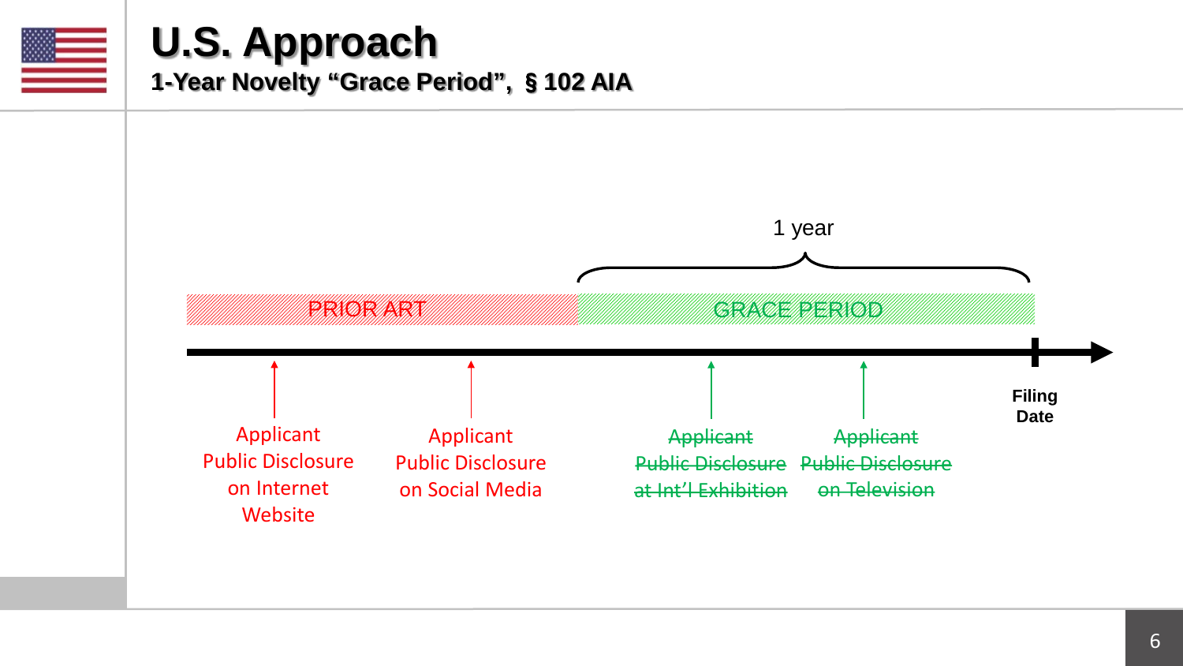# U.S. Approach

## 1-Year Novelty "Grace Period", § 102 AIA

1 year

PRIOR ART

GRACE PERIOD

Filing Date

Applicant Public Disclosure on Internet Website

Applicant Public Disclosure on Social Media

~~Applicant Public Disclosure at Int'l Exhibition~~

~~Applicant Public Disclosure on Television~~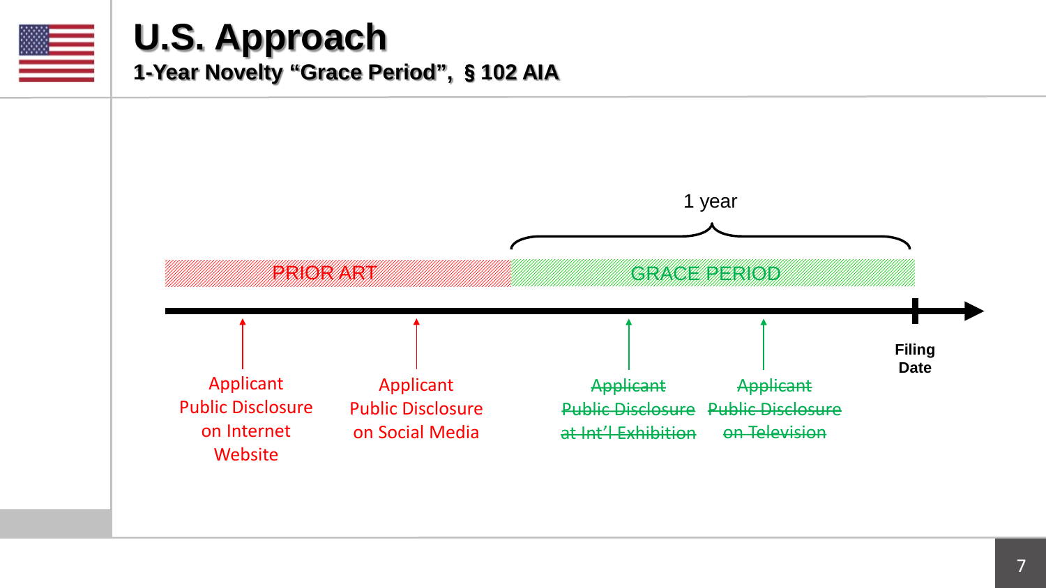# U.S. Approach

## 1-Year Novelty "Grace Period", § 102 AIA

1 year

PRIOR ART

GRACE PERIOD

Filing Date

Applicant Public Disclosure on Internet Website

Applicant Public Disclosure on Social Media

~~Applicant Public Disclosure at Int'l Exhibition~~

~~Applicant Public Disclosure on Television~~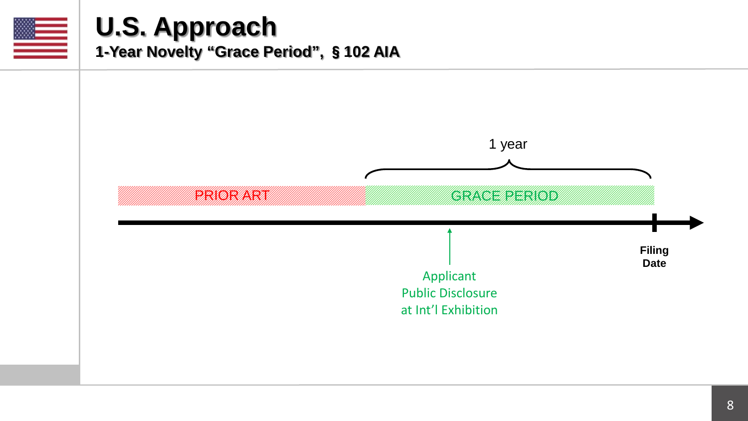# U.S. Approach

**1-Year Novelty "Grace Period", § 102 AIA**

1 year

PRIOR ART

GRACE PERIOD

Filing Date

Applicant Public Disclosure at Int'l Exhibition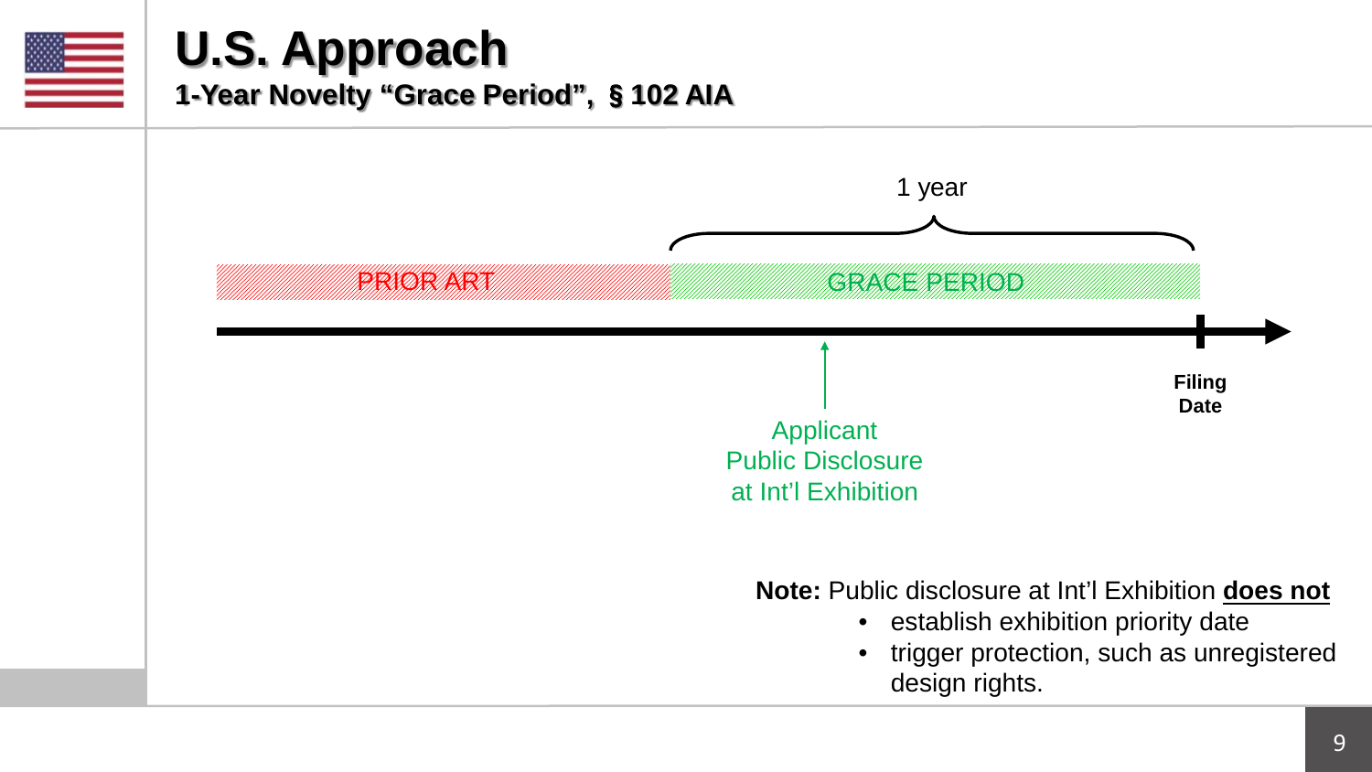# U.S. Approach

## 1-Year Novelty “Grace Period”, § 102 AIA

1 year

PRIOR ART

GRACE PERIOD

Filing Date

Applicant Public Disclosure at Int’l Exhibition

**Note:** Public disclosure at Int’l Exhibition **does not**

- establish exhibition priority date
- trigger protection, such as unregistered design rights.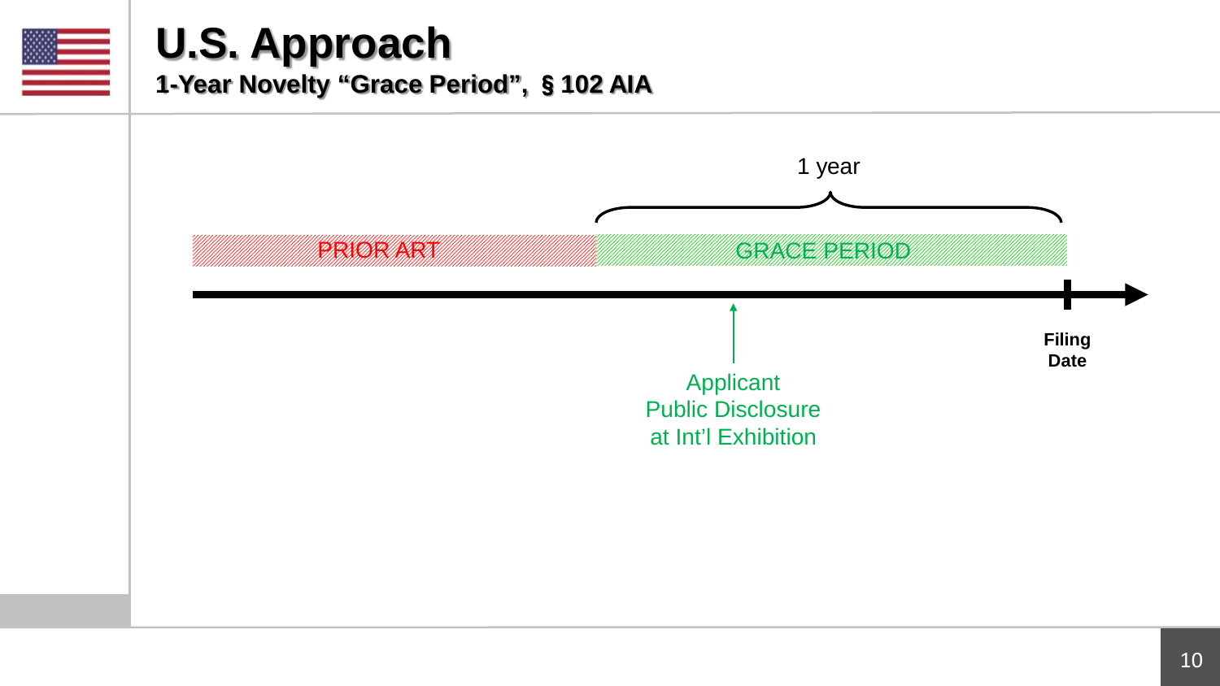# U.S. Approach

## 1-Year Novelty “Grace Period”, § 102 AIA

1 year

PRIOR ART

GRACE PERIOD

Filing Date

Applicant Public Disclosure at Int’l Exhibition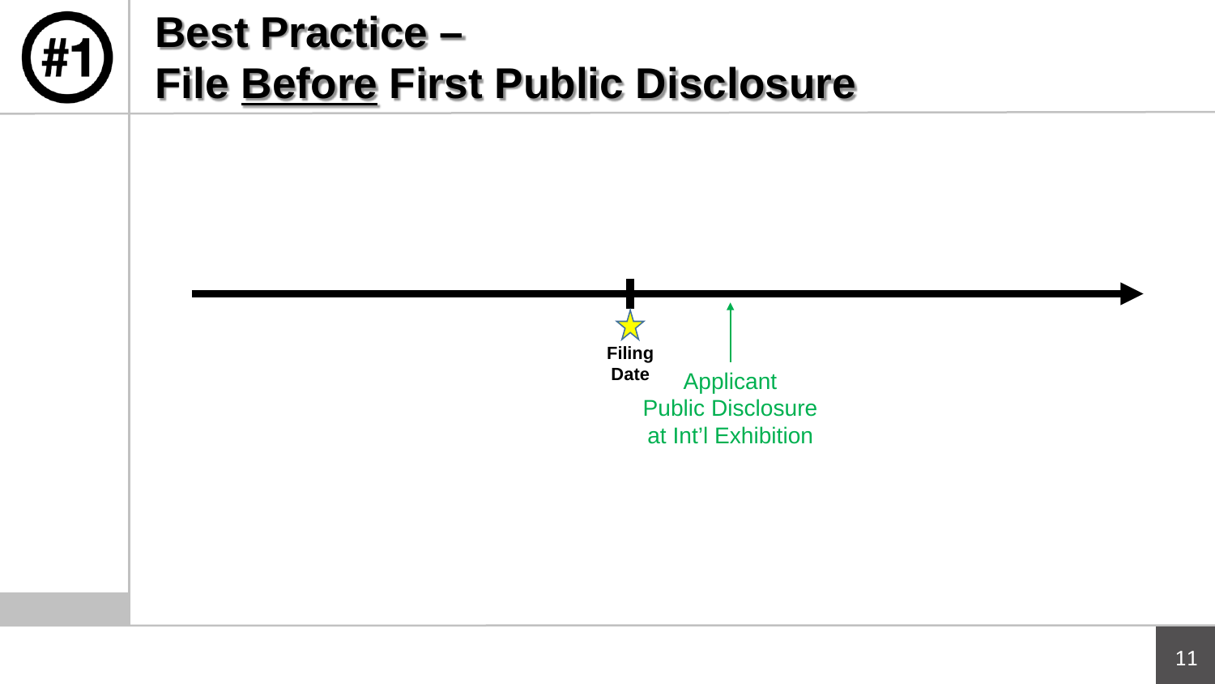# Best Practice – File Before First Public Disclosure

Filing Date

Applicant Public Disclosure at Int'l Exhibition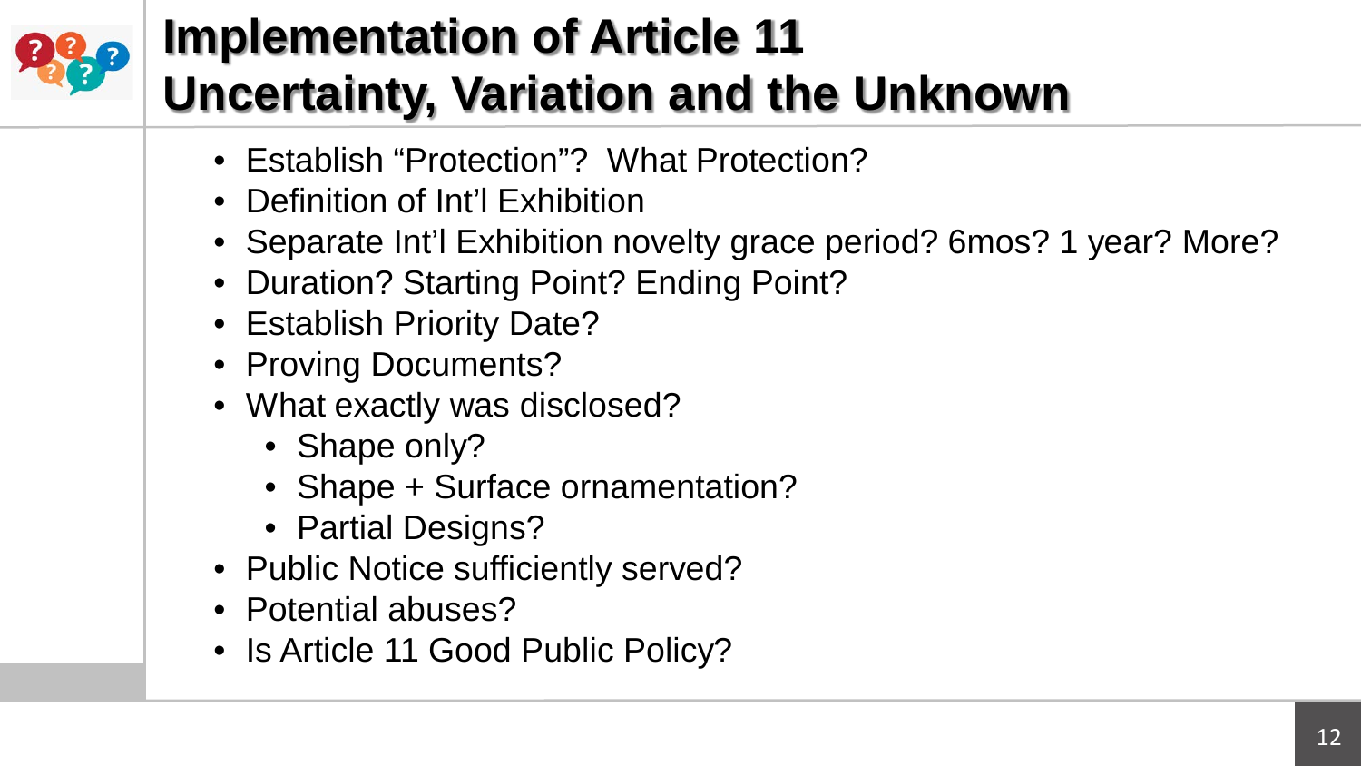# Implementation of Article 11
# Uncertainty, Variation and the Unknown

- Establish "Protection"? What Protection?
- Definition of Int'l Exhibition
- Separate Int'l Exhibition novelty grace period? 6mos? 1 year? More?
- Duration? Starting Point? Ending Point?
- Establish Priority Date?
- Proving Documents?
- What exactly was disclosed?
  - Shape only?
  - Shape + Surface ornamentation?
  - Partial Designs?
- Public Notice sufficiently served?
- Potential abuses?
- Is Article 11 Good Public Policy?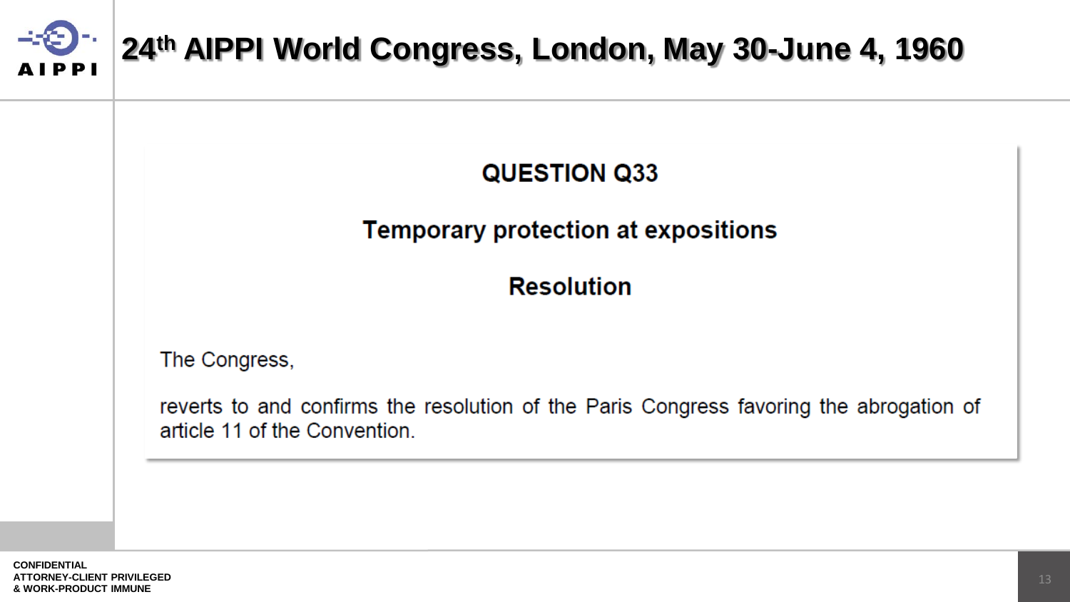# 24th AIPPI World Congress, London, May 30-June 4, 1960

## QUESTION Q33

### Temporary protection at expositions

### Resolution

The Congress,

reverts to and confirms the resolution of the Paris Congress favoring the abrogation of article 11 of the Convention.

CONFIDENTIAL
ATTORNEY-CLIENT PRIVILEGED
& WORK-PRODUCT IMMUNE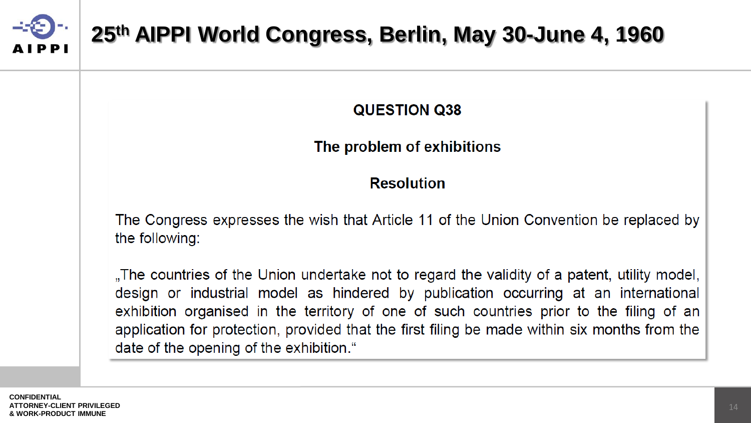# 25th AIPPI World Congress, Berlin, May 30-June 4, 1960

**QUESTION Q38**

**The problem of exhibitions**

**Resolution**

The Congress expresses the wish that Article 11 of the Union Convention be replaced by the following:

„The countries of the Union undertake not to regard the validity of a patent, utility model, design or industrial model as hindered by publication occurring at an international exhibition organised in the territory of one of such countries prior to the filing of an application for protection, provided that the first filing be made within six months from the date of the opening of the exhibition."

CONFIDENTIAL
ATTORNEY-CLIENT PRIVILEGED
& WORK-PRODUCT IMMUNE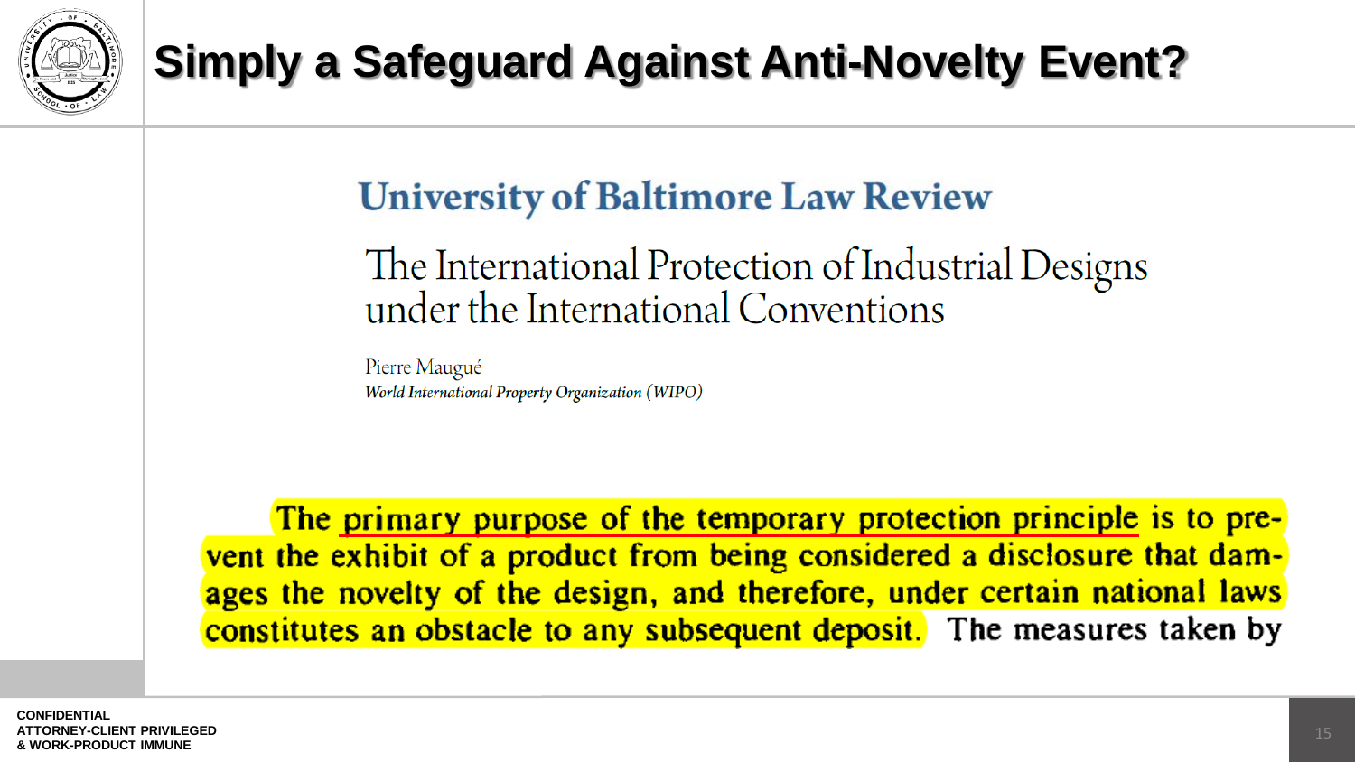# Simply a Safeguard Against Anti-Novelty Event?

## University of Baltimore Law Review

### The International Protection of Industrial Designs under the International Conventions

Pierre Maugué
*World International Property Organization (WIPO)*

The primary purpose of the temporary protection principle is to prevent the exhibit of a product from being considered a disclosure that damages the novelty of the design, and therefore, under certain national laws constitutes an obstacle to any subsequent deposit. The measures taken by

CONFIDENTIAL
ATTORNEY-CLIENT PRIVILEGED
& WORK-PRODUCT IMMUNE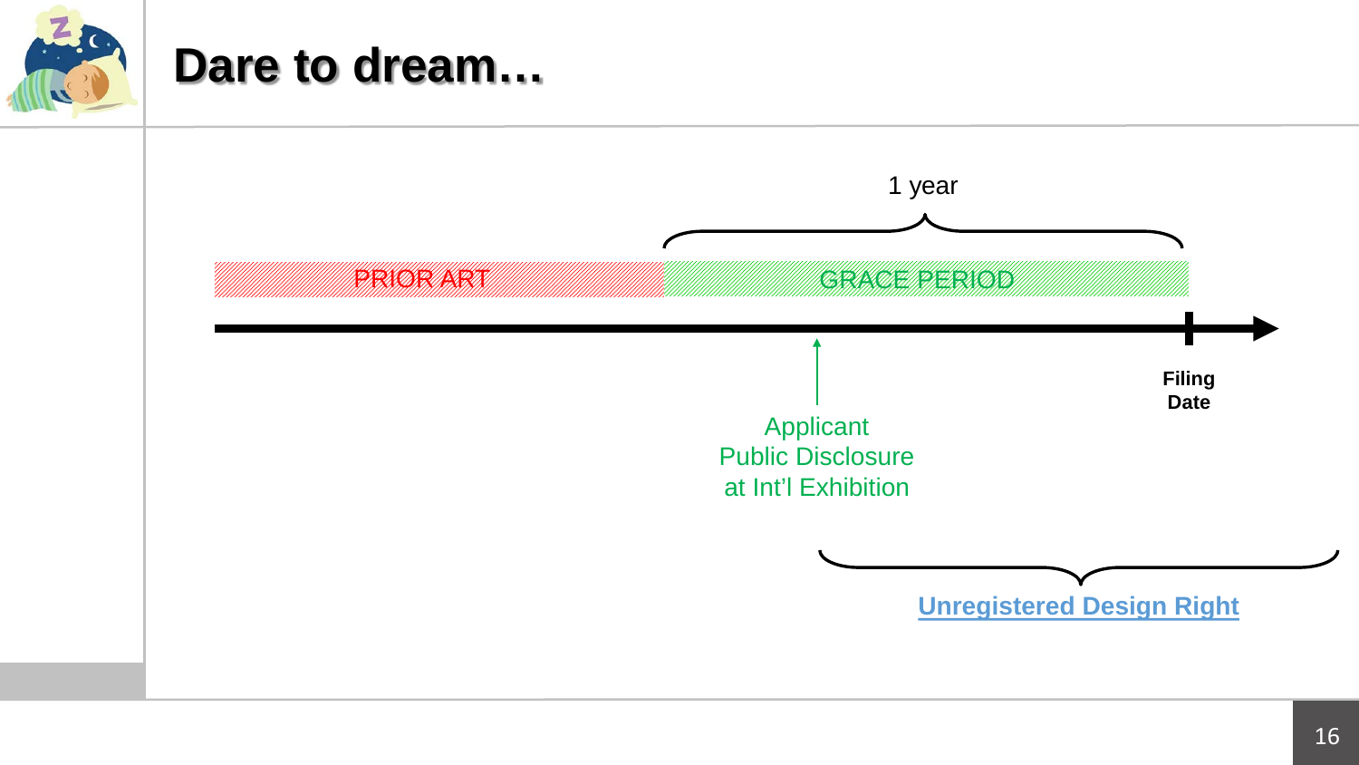# Dare to dream…

1 year

PRIOR ART

GRACE PERIOD

Filing Date

Applicant Public Disclosure at Int'l Exhibition

Unregistered Design Right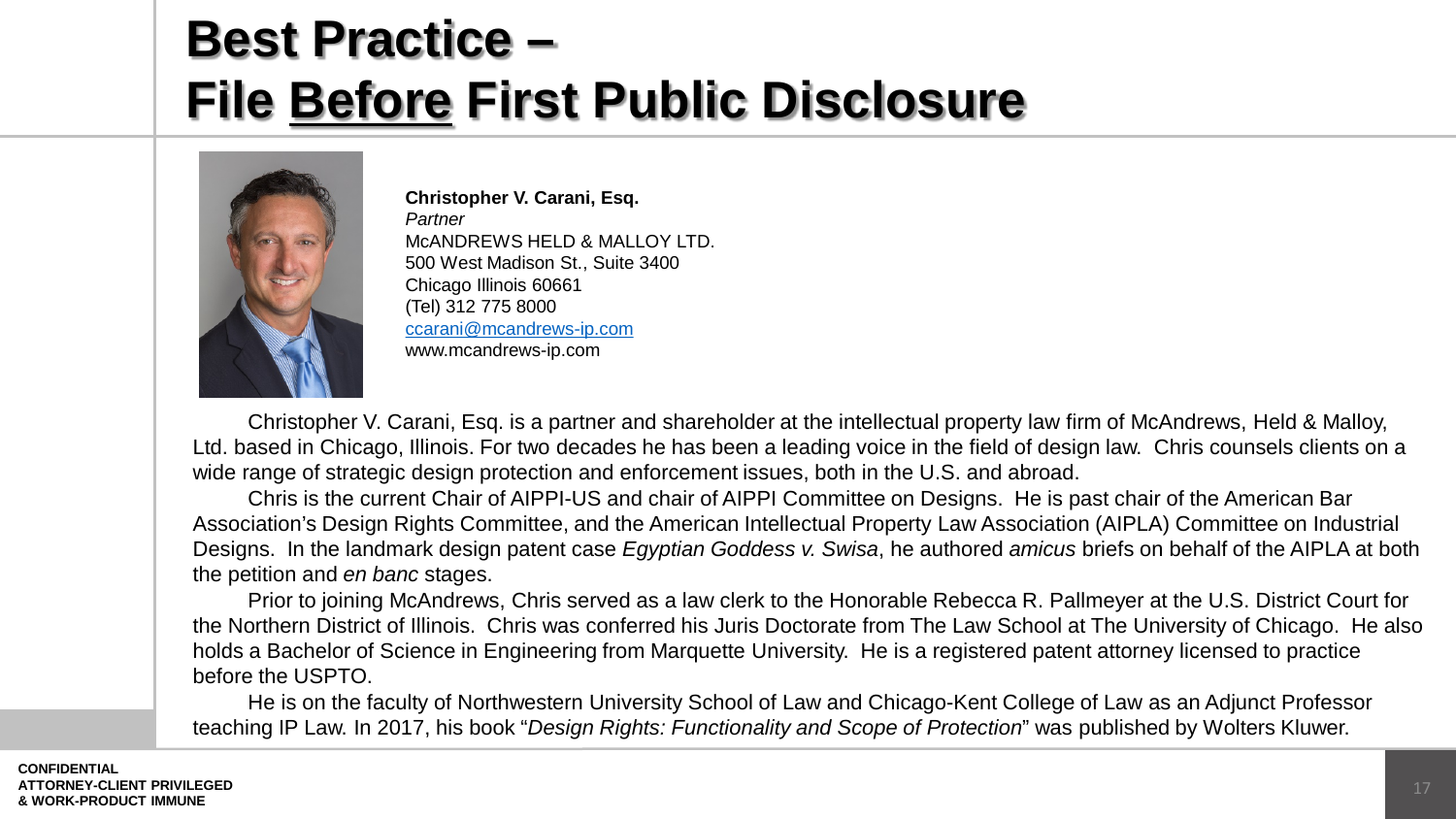# Best Practice – File <u>Before</u> First Public Disclosure

**Christopher V. Carani, Esq.**
*Partner*
McANDREWS HELD & MALLOY LTD.
500 West Madison St., Suite 3400
Chicago Illinois 60661
(Tel) 312 775 8000
ccarani@mcandrews-ip.com
www.mcandrews-ip.com

Christopher V. Carani, Esq. is a partner and shareholder at the intellectual property law firm of McAndrews, Held & Malloy, Ltd. based in Chicago, Illinois. For two decades he has been a leading voice in the field of design law. Chris counsels clients on a wide range of strategic design protection and enforcement issues, both in the U.S. and abroad.

Chris is the current Chair of AIPPI-US and chair of AIPPI Committee on Designs. He is past chair of the American Bar Association's Design Rights Committee, and the American Intellectual Property Law Association (AIPLA) Committee on Industrial Designs. In the landmark design patent case *Egyptian Goddess v. Swisa*, he authored *amicus* briefs on behalf of the AIPLA at both the petition and *en banc* stages.

Prior to joining McAndrews, Chris served as a law clerk to the Honorable Rebecca R. Pallmeyer at the U.S. District Court for the Northern District of Illinois. Chris was conferred his Juris Doctorate from The Law School at The University of Chicago. He also holds a Bachelor of Science in Engineering from Marquette University. He is a registered patent attorney licensed to practice before the USPTO.

He is on the faculty of Northwestern University School of Law and Chicago-Kent College of Law as an Adjunct Professor teaching IP Law. In 2017, his book "*Design Rights: Functionality and Scope of Protection*" was published by Wolters Kluwer.

**CONFIDENTIAL**
**ATTORNEY-CLIENT PRIVILEGED**
**& WORK-PRODUCT IMMUNE**